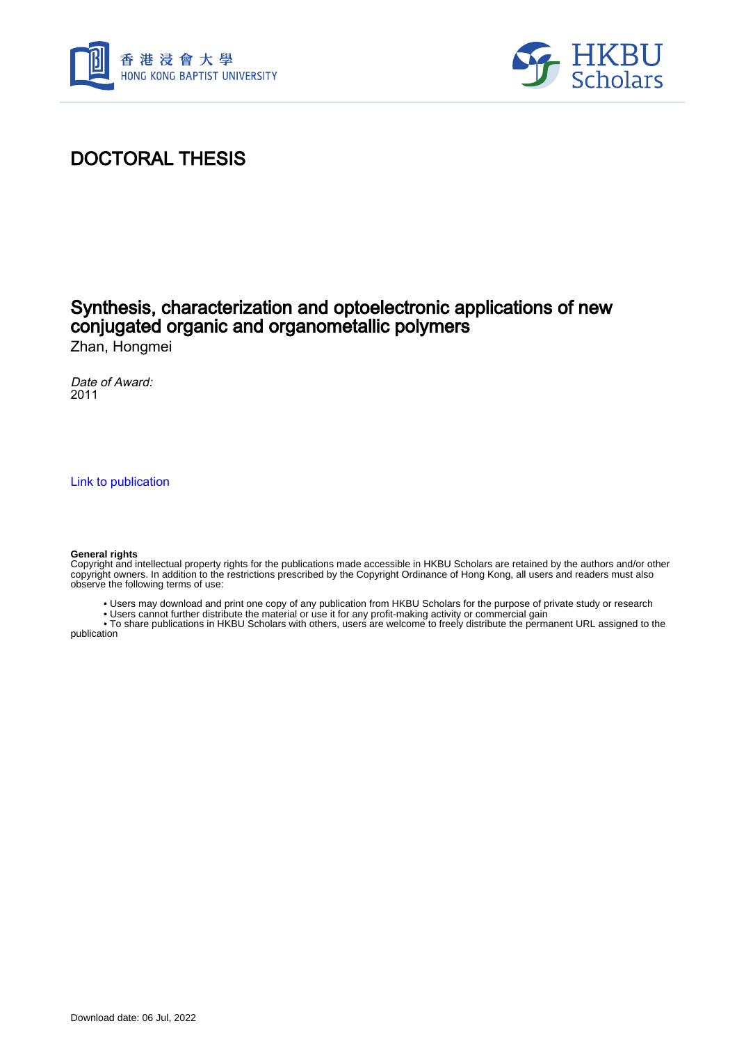# DOCTORAL THESIS

## Synthesis, characterization and optoelectronic applications of new conjugated organic and organometallic polymers

Zhan, Hongmei

*Date of Award:*
2011

Link to publication

**General rights**
Copyright and intellectual property rights for the publications made accessible in HKBU Scholars are retained by the authors and/or other copyright owners. In addition to the restrictions prescribed by the Copyright Ordinance of Hong Kong, all users and readers must also observe the following terms of use:

- Users may download and print one copy of any publication from HKBU Scholars for the purpose of private study or research
- Users cannot further distribute the material or use it for any profit-making activity or commercial gain
- To share publications in HKBU Scholars with others, users are welcome to freely distribute the permanent URL assigned to the publication

Download date: 06 Jul, 2022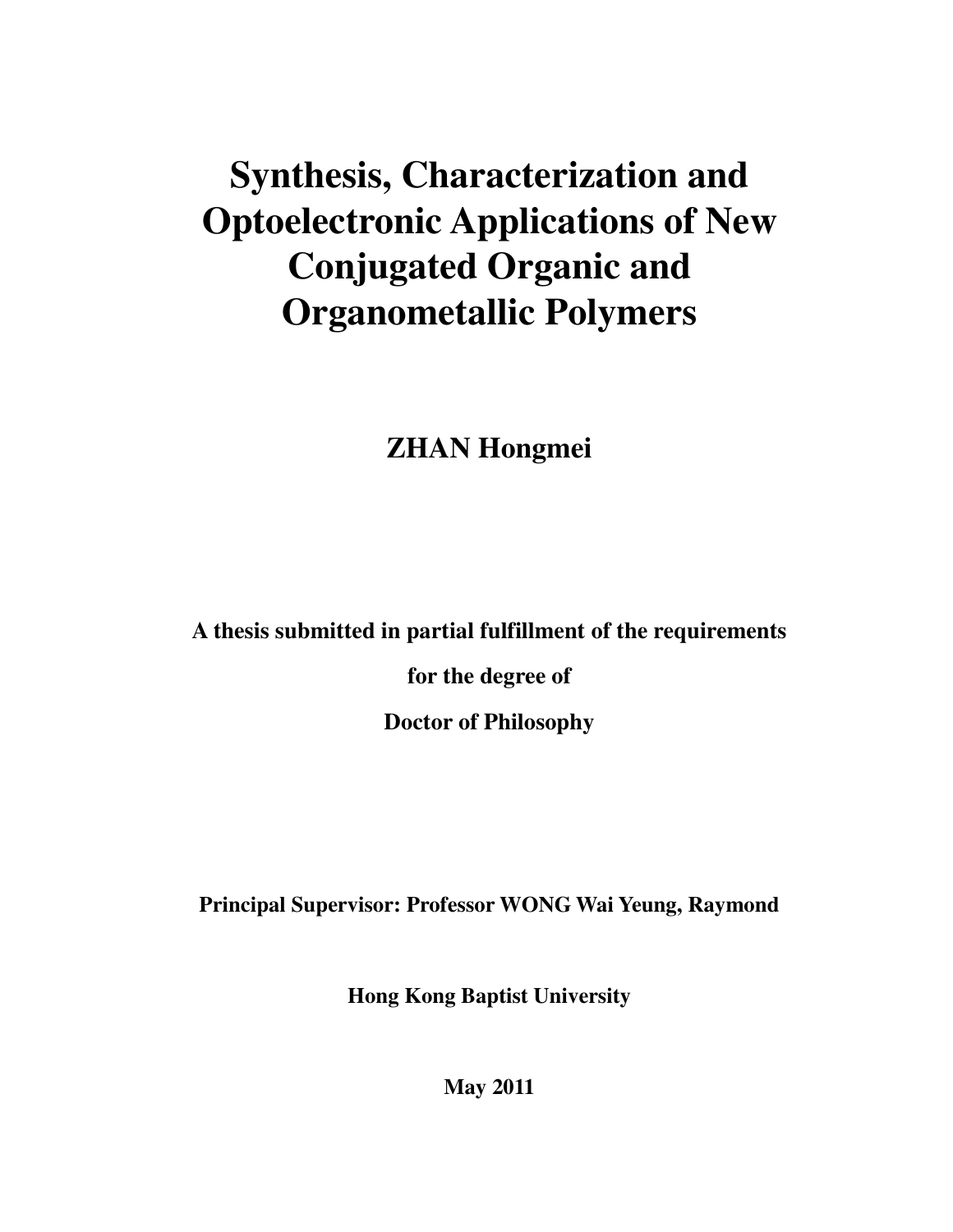# Synthesis, Characterization and Optoelectronic Applications of New Conjugated Organic and Organometallic Polymers

**ZHAN Hongmei**

**A thesis submitted in partial fulfillment of the requirements**

**for the degree of**

**Doctor of Philosophy**

**Principal Supervisor: Professor WONG Wai Yeung, Raymond**

**Hong Kong Baptist University**

**May 2011**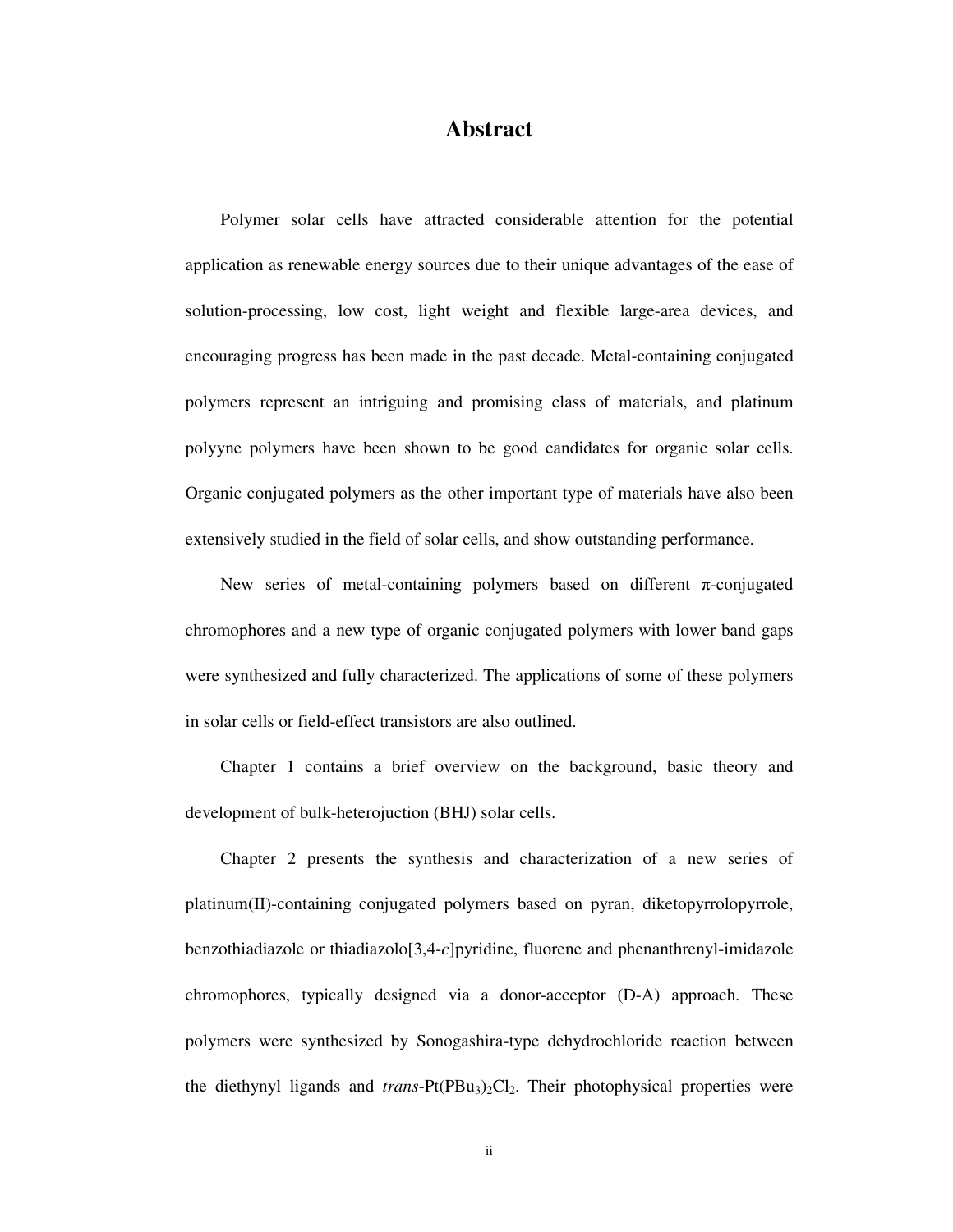# Abstract

Polymer solar cells have attracted considerable attention for the potential application as renewable energy sources due to their unique advantages of the ease of solution-processing, low cost, light weight and flexible large-area devices, and encouraging progress has been made in the past decade. Metal-containing conjugated polymers represent an intriguing and promising class of materials, and platinum polyyne polymers have been shown to be good candidates for organic solar cells. Organic conjugated polymers as the other important type of materials have also been extensively studied in the field of solar cells, and show outstanding performance.

New series of metal-containing polymers based on different π-conjugated chromophores and a new type of organic conjugated polymers with lower band gaps were synthesized and fully characterized. The applications of some of these polymers in solar cells or field-effect transistors are also outlined.

Chapter 1 contains a brief overview on the background, basic theory and development of bulk-heterojuction (BHJ) solar cells.

Chapter 2 presents the synthesis and characterization of a new series of platinum(II)-containing conjugated polymers based on pyran, diketopyrrolopyrrole, benzothiadiazole or thiadiazolo[3,4-*c*]pyridine, fluorene and phenanthrenyl-imidazole chromophores, typically designed via a donor-acceptor (D-A) approach. These polymers were synthesized by Sonogashira-type dehydrochloride reaction between the diethynyl ligands and *trans*-$Pt(PBu_3)_2Cl_2$. Their photophysical properties were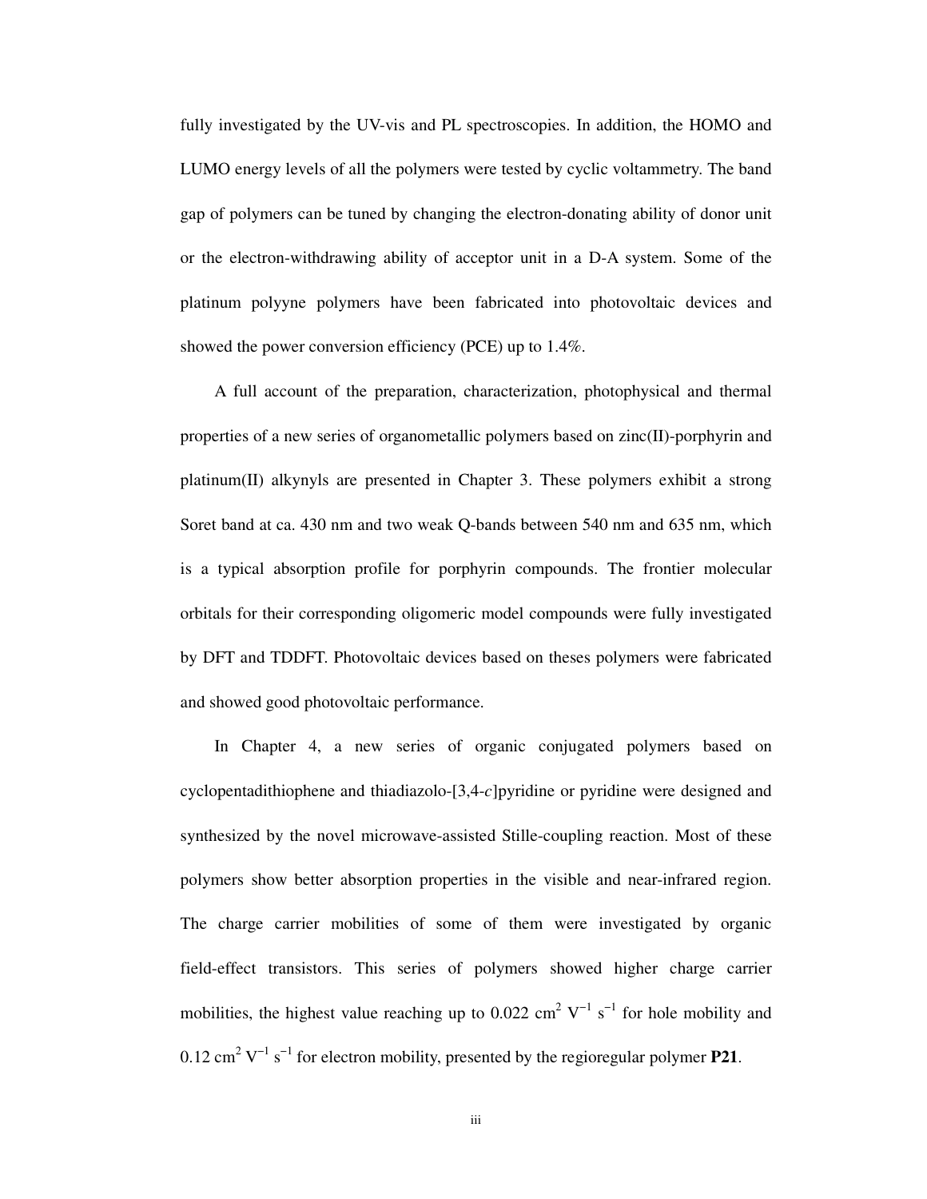fully investigated by the UV-vis and PL spectroscopies. In addition, the HOMO and LUMO energy levels of all the polymers were tested by cyclic voltammetry. The band gap of polymers can be tuned by changing the electron-donating ability of donor unit or the electron-withdrawing ability of acceptor unit in a D-A system. Some of the platinum polyyne polymers have been fabricated into photovoltaic devices and showed the power conversion efficiency (PCE) up to 1.4%.

A full account of the preparation, characterization, photophysical and thermal properties of a new series of organometallic polymers based on zinc(II)-porphyrin and platinum(II) alkynyls are presented in Chapter 3. These polymers exhibit a strong Soret band at ca. 430 nm and two weak Q-bands between 540 nm and 635 nm, which is a typical absorption profile for porphyrin compounds. The frontier molecular orbitals for their corresponding oligomeric model compounds were fully investigated by DFT and TDDFT. Photovoltaic devices based on theses polymers were fabricated and showed good photovoltaic performance.

In Chapter 4, a new series of organic conjugated polymers based on cyclopentadithiophene and thiadiazolo-[3,4-*c*]pyridine or pyridine were designed and synthesized by the novel microwave-assisted Stille-coupling reaction. Most of these polymers show better absorption properties in the visible and near-infrared region. The charge carrier mobilities of some of them were investigated by organic field-effect transistors. This series of polymers showed higher charge carrier mobilities, the highest value reaching up to 0.022 $cm^2\ V^{-1}\ s^{-1}$ for hole mobility and 0.12 $cm^2\ V^{-1}\ s^{-1}$ for electron mobility, presented by the regioregular polymer **P21**.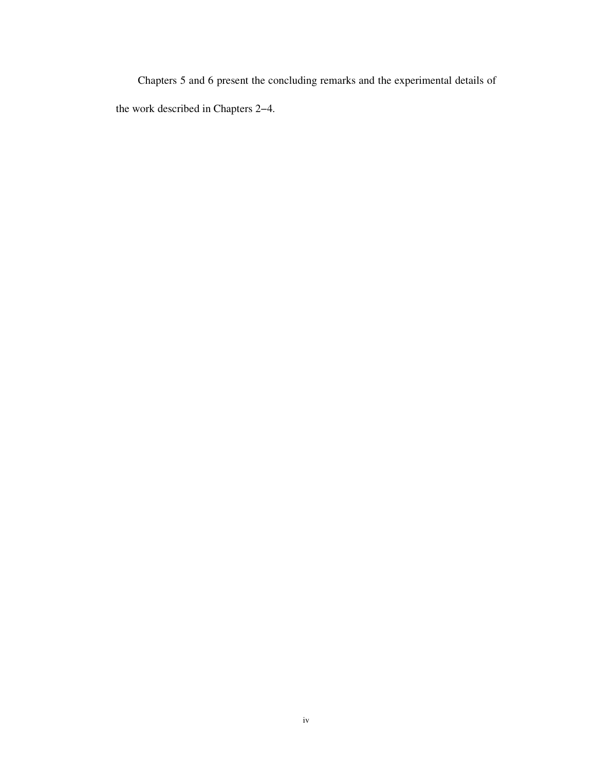Chapters 5 and 6 present the concluding remarks and the experimental details of the work described in Chapters 2–4.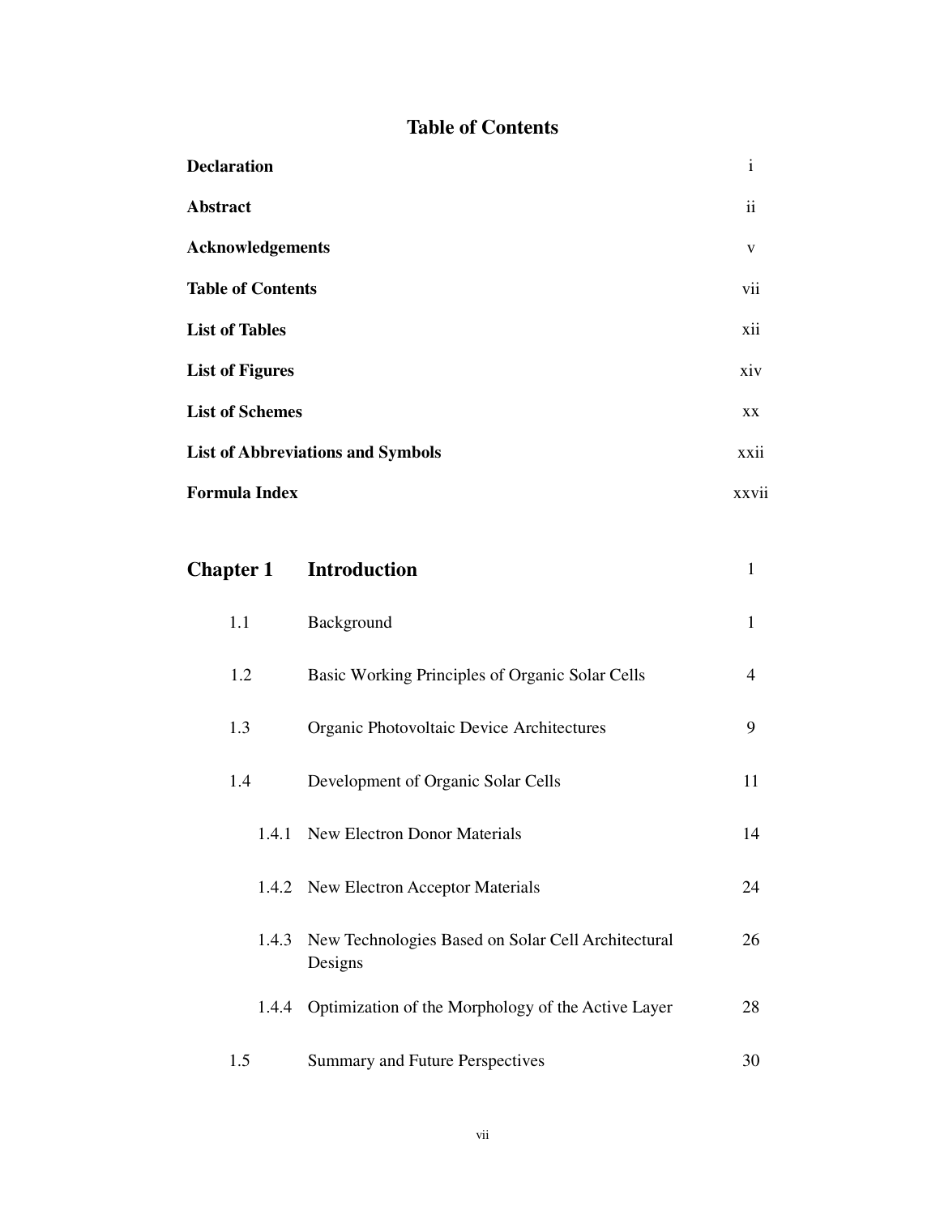# Table of Contents

| | | |
|---|---|---|
| **Declaration** | | i |
| **Abstract** | | ii |
| **Acknowledgements** | | v |
| **Table of Contents** | | vii |
| **List of Tables** | | xii |
| **List of Figures** | | xiv |
| **List of Schemes** | | xx |
| **List of Abbreviations and Symbols** | | xxii |
| **Formula Index** | | xxvii |
| **Chapter 1** | **Introduction** | 1 |
| 1.1 | Background | 1 |
| 1.2 | Basic Working Principles of Organic Solar Cells | 4 |
| 1.3 | Organic Photovoltaic Device Architectures | 9 |
| 1.4 | Development of Organic Solar Cells | 11 |
| 1.4.1 | New Electron Donor Materials | 14 |
| 1.4.2 | New Electron Acceptor Materials | 24 |
| 1.4.3 | New Technologies Based on Solar Cell Architectural Designs | 26 |
| 1.4.4 | Optimization of the Morphology of the Active Layer | 28 |
| 1.5 | Summary and Future Perspectives | 30 |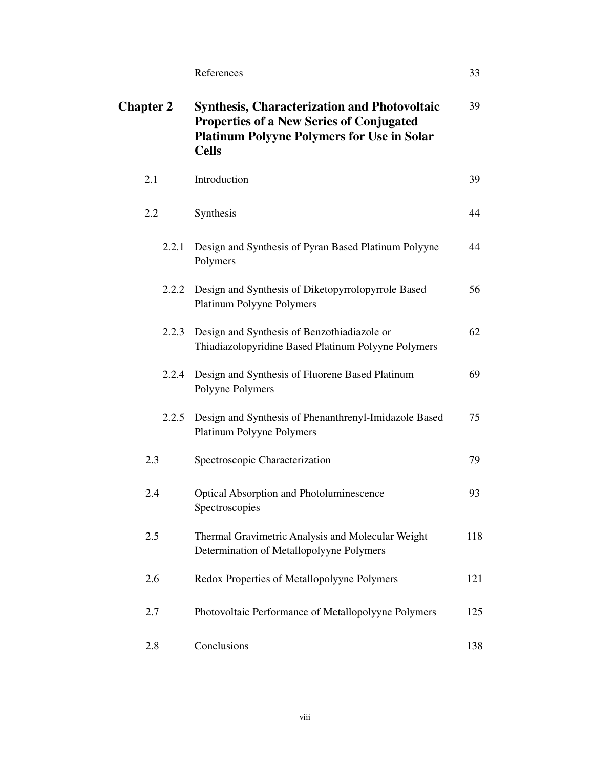| | | |
|---|---|---|
| | References | 33 |
| **Chapter 2** | **Synthesis, Characterization and Photovoltaic Properties of a New Series of Conjugated Platinum Polyyne Polymers for Use in Solar Cells** | 39 |
| 2.1 | Introduction | 39 |
| 2.2 | Synthesis | 44 |
| 2.2.1 | Design and Synthesis of Pyran Based Platinum Polyyne Polymers | 44 |
| 2.2.2 | Design and Synthesis of Diketopyrrolopyrrole Based Platinum Polyyne Polymers | 56 |
| 2.2.3 | Design and Synthesis of Benzothiadiazole or Thiadiazolopyridine Based Platinum Polyyne Polymers | 62 |
| 2.2.4 | Design and Synthesis of Fluorene Based Platinum Polyyne Polymers | 69 |
| 2.2.5 | Design and Synthesis of Phenanthrenyl-Imidazole Based Platinum Polyyne Polymers | 75 |
| 2.3 | Spectroscopic Characterization | 79 |
| 2.4 | Optical Absorption and Photoluminescence Spectroscopies | 93 |
| 2.5 | Thermal Gravimetric Analysis and Molecular Weight Determination of Metallopolyyne Polymers | 118 |
| 2.6 | Redox Properties of Metallopolyyne Polymers | 121 |
| 2.7 | Photovoltaic Performance of Metallopolyyne Polymers | 125 |
| 2.8 | Conclusions | 138 |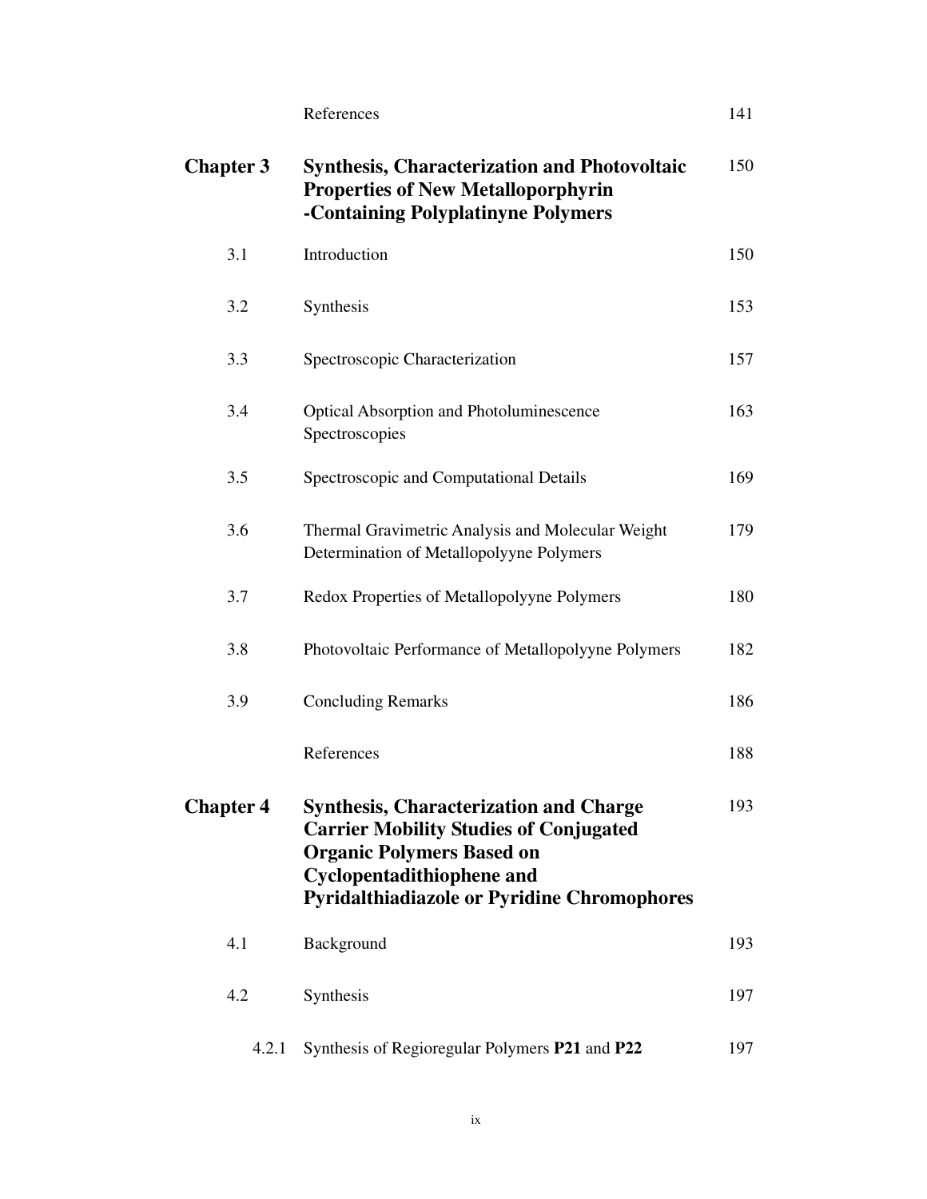| | | |
|---|---|---|
| | References | 141 |
| **Chapter 3** | **Synthesis, Characterization and Photovoltaic Properties of New Metalloporphyrin -Containing Polyplatinyne Polymers** | 150 |
| 3.1 | Introduction | 150 |
| 3.2 | Synthesis | 153 |
| 3.3 | Spectroscopic Characterization | 157 |
| 3.4 | Optical Absorption and Photoluminescence Spectroscopies | 163 |
| 3.5 | Spectroscopic and Computational Details | 169 |
| 3.6 | Thermal Gravimetric Analysis and Molecular Weight Determination of Metallopolyyne Polymers | 179 |
| 3.7 | Redox Properties of Metallopolyyne Polymers | 180 |
| 3.8 | Photovoltaic Performance of Metallopolyyne Polymers | 182 |
| 3.9 | Concluding Remarks | 186 |
| | References | 188 |
| **Chapter 4** | **Synthesis, Characterization and Charge Carrier Mobility Studies of Conjugated Organic Polymers Based on Cyclopentadithiophene and Pyridalthiadiazole or Pyridine Chromophores** | 193 |
| 4.1 | Background | 193 |
| 4.2 | Synthesis | 197 |
| 4.2.1 | Synthesis of Regioregular Polymers **P21** and **P22** | 197 |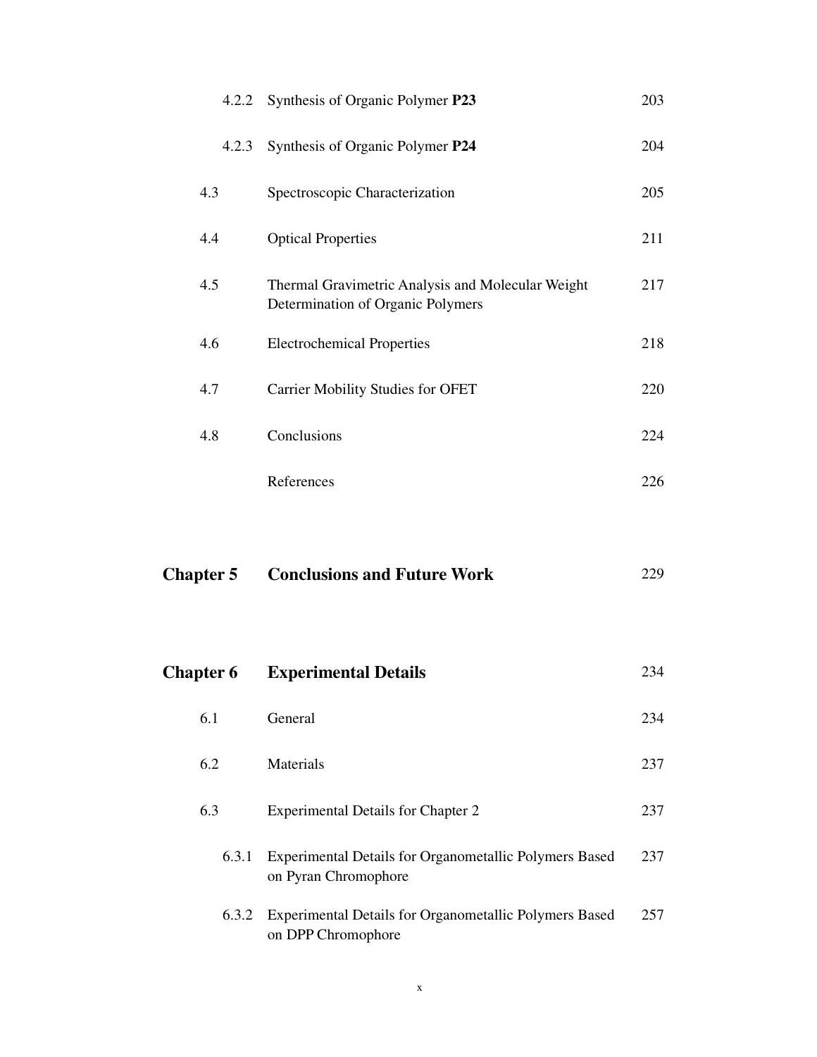| | | |
|---|---|---|
| 4.2.2 | Synthesis of Organic Polymer **P23** | 203 |
| 4.2.3 | Synthesis of Organic Polymer **P24** | 204 |
| 4.3 | Spectroscopic Characterization | 205 |
| 4.4 | Optical Properties | 211 |
| 4.5 | Thermal Gravimetric Analysis and Molecular Weight Determination of Organic Polymers | 217 |
| 4.6 | Electrochemical Properties | 218 |
| 4.7 | Carrier Mobility Studies for OFET | 220 |
| 4.8 | Conclusions | 224 |
| | References | 226 |
| **Chapter 5** | **Conclusions and Future Work** | 229 |
| **Chapter 6** | **Experimental Details** | 234 |
| 6.1 | General | 234 |
| 6.2 | Materials | 237 |
| 6.3 | Experimental Details for Chapter 2 | 237 |
| 6.3.1 | Experimental Details for Organometallic Polymers Based on Pyran Chromophore | 237 |
| 6.3.2 | Experimental Details for Organometallic Polymers Based on DPP Chromophore | 257 |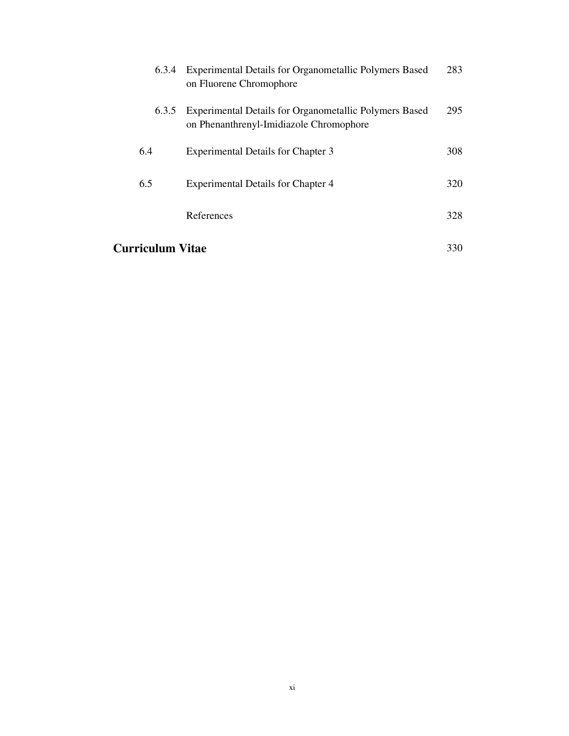| | | |
|---|---|---|
| 6.3.4 | Experimental Details for Organometallic Polymers Based on Fluorene Chromophore | 283 |
| 6.3.5 | Experimental Details for Organometallic Polymers Based on Phenanthrenyl-Imidiazole Chromophore | 295 |
| 6.4 | Experimental Details for Chapter 3 | 308 |
| 6.5 | Experimental Details for Chapter 4 | 320 |
| | References | 328 |

**Curriculum Vitae** 330